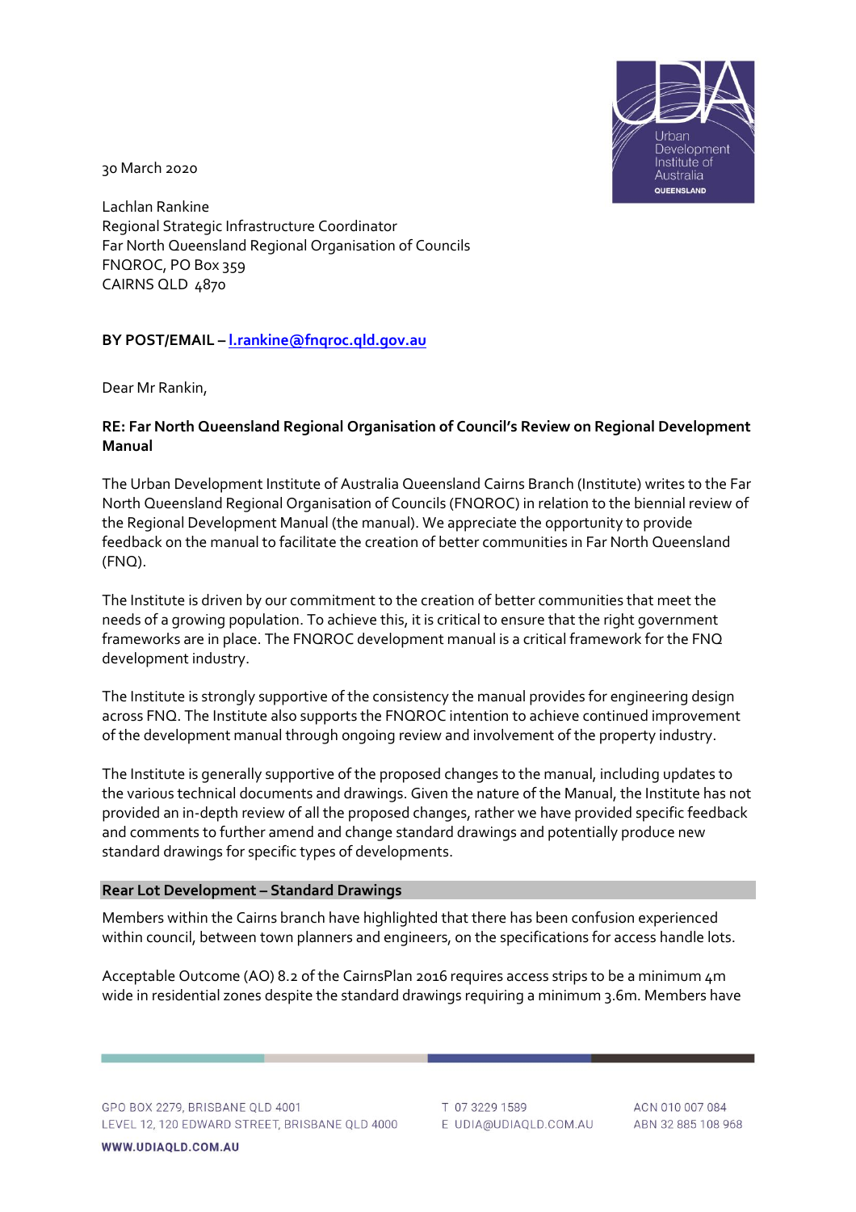30 March 2020

Lachlan Rankine
Regional Strategic Infrastructure Coordinator
Far North Queensland Regional Organisation of Councils
FNQROC, PO Box 359
CAIRNS QLD 4870

**BY POST/EMAIL – l.rankine@fnqroc.qld.gov.au**

Dear Mr Rankin,

**RE: Far North Queensland Regional Organisation of Council's Review on Regional Development Manual**

The Urban Development Institute of Australia Queensland Cairns Branch (Institute) writes to the Far North Queensland Regional Organisation of Councils (FNQROC) in relation to the biennial review of the Regional Development Manual (the manual). We appreciate the opportunity to provide feedback on the manual to facilitate the creation of better communities in Far North Queensland (FNQ).

The Institute is driven by our commitment to the creation of better communities that meet the needs of a growing population. To achieve this, it is critical to ensure that the right government frameworks are in place. The FNQROC development manual is a critical framework for the FNQ development industry.

The Institute is strongly supportive of the consistency the manual provides for engineering design across FNQ. The Institute also supports the FNQROC intention to achieve continued improvement of the development manual through ongoing review and involvement of the property industry.

The Institute is generally supportive of the proposed changes to the manual, including updates to the various technical documents and drawings. Given the nature of the Manual, the Institute has not provided an in-depth review of all the proposed changes, rather we have provided specific feedback and comments to further amend and change standard drawings and potentially produce new standard drawings for specific types of developments.

## Rear Lot Development – Standard Drawings

Members within the Cairns branch have highlighted that there has been confusion experienced within council, between town planners and engineers, on the specifications for access handle lots.

Acceptable Outcome (AO) 8.2 of the CairnsPlan 2016 requires access strips to be a minimum 4m wide in residential zones despite the standard drawings requiring a minimum 3.6m. Members have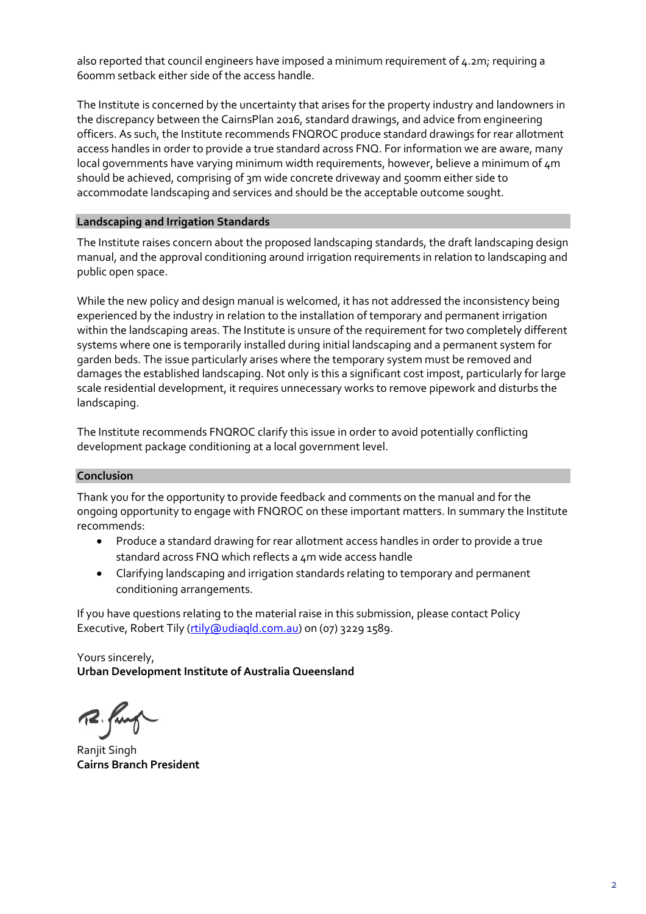also reported that council engineers have imposed a minimum requirement of 4.2m; requiring a 600mm setback either side of the access handle.

The Institute is concerned by the uncertainty that arises for the property industry and landowners in the discrepancy between the CairnsPlan 2016, standard drawings, and advice from engineering officers. As such, the Institute recommends FNQROC produce standard drawings for rear allotment access handles in order to provide a true standard across FNQ. For information we are aware, many local governments have varying minimum width requirements, however, believe a minimum of 4m should be achieved, comprising of 3m wide concrete driveway and 500mm either side to accommodate landscaping and services and should be the acceptable outcome sought.

## Landscaping and Irrigation Standards

The Institute raises concern about the proposed landscaping standards, the draft landscaping design manual, and the approval conditioning around irrigation requirements in relation to landscaping and public open space.

While the new policy and design manual is welcomed, it has not addressed the inconsistency being experienced by the industry in relation to the installation of temporary and permanent irrigation within the landscaping areas. The Institute is unsure of the requirement for two completely different systems where one is temporarily installed during initial landscaping and a permanent system for garden beds. The issue particularly arises where the temporary system must be removed and damages the established landscaping. Not only is this a significant cost impost, particularly for large scale residential development, it requires unnecessary works to remove pipework and disturbs the landscaping.

The Institute recommends FNQROC clarify this issue in order to avoid potentially conflicting development package conditioning at a local government level.

## Conclusion

Thank you for the opportunity to provide feedback and comments on the manual and for the ongoing opportunity to engage with FNQROC on these important matters. In summary the Institute recommends:

- Produce a standard drawing for rear allotment access handles in order to provide a true standard across FNQ which reflects a 4m wide access handle
- Clarifying landscaping and irrigation standards relating to temporary and permanent conditioning arrangements.

If you have questions relating to the material raise in this submission, please contact Policy Executive, Robert Tily (rtily@udiaqld.com.au) on (07) 3229 1589.

Yours sincerely,
**Urban Development Institute of Australia Queensland**

Ranjit Singh
**Cairns Branch President**